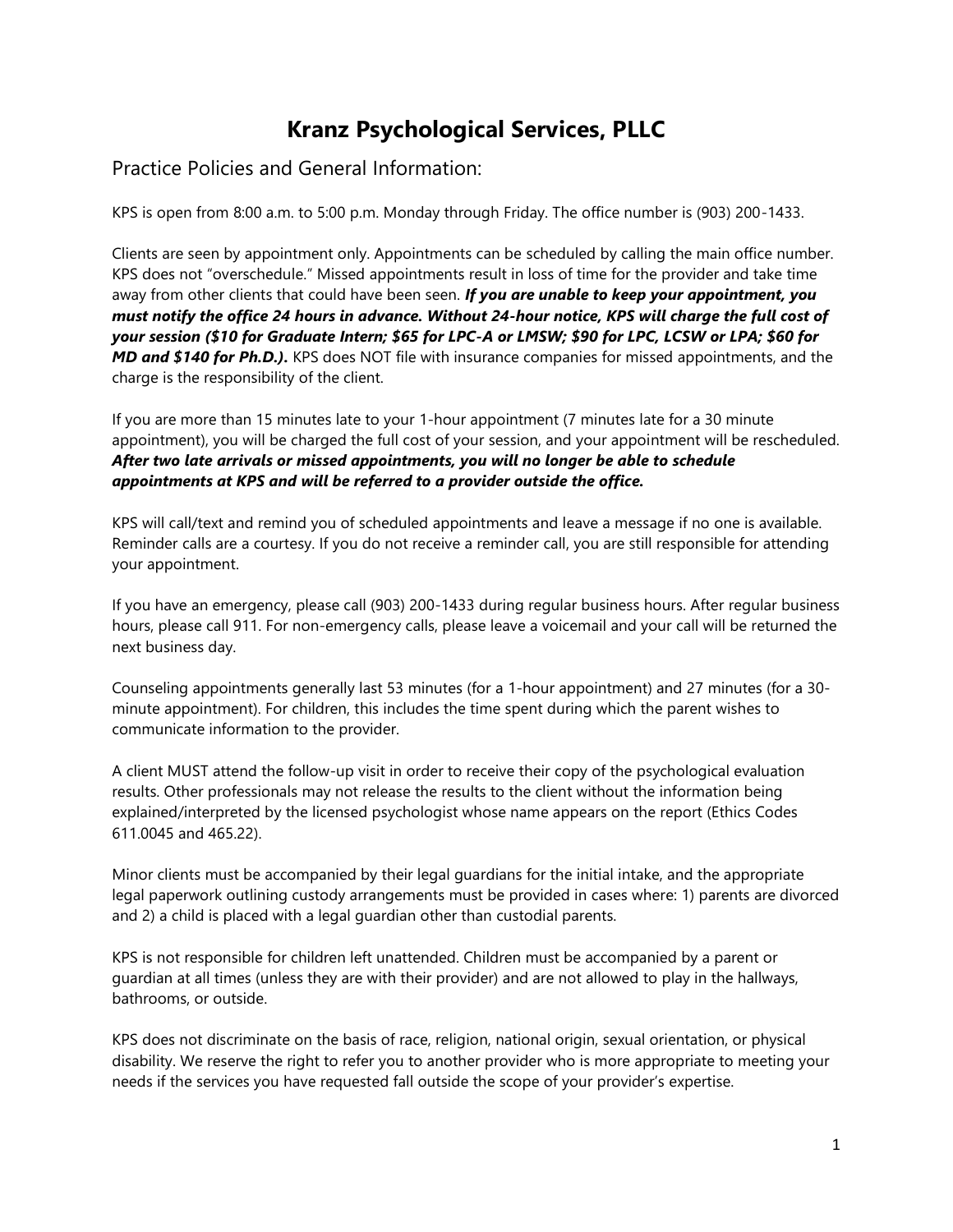# Kranz Psychological Services, PLLC

## Practice Policies and General Information:

KPS is open from 8:00 a.m. to 5:00 p.m. Monday through Friday. The office number is (903) 200-1433.

Clients are seen by appointment only. Appointments can be scheduled by calling the main office number. KPS does not "overschedule." Missed appointments result in loss of time for the provider and take time away from other clients that could have been seen. ***If you are unable to keep your appointment, you must notify the office 24 hours in advance. Without 24-hour notice, KPS will charge the full cost of your session ($10 for Graduate Intern; $65 for LPC-A or LMSW; $90 for LPC, LCSW or LPA; $60 for MD and $140 for Ph.D.).*** KPS does NOT file with insurance companies for missed appointments, and the charge is the responsibility of the client.

If you are more than 15 minutes late to your 1-hour appointment (7 minutes late for a 30 minute appointment), you will be charged the full cost of your session, and your appointment will be rescheduled. ***After two late arrivals or missed appointments, you will no longer be able to schedule appointments at KPS and will be referred to a provider outside the office.***

KPS will call/text and remind you of scheduled appointments and leave a message if no one is available. Reminder calls are a courtesy. If you do not receive a reminder call, you are still responsible for attending your appointment.

If you have an emergency, please call (903) 200-1433 during regular business hours. After regular business hours, please call 911. For non-emergency calls, please leave a voicemail and your call will be returned the next business day.

Counseling appointments generally last 53 minutes (for a 1-hour appointment) and 27 minutes (for a 30-minute appointment). For children, this includes the time spent during which the parent wishes to communicate information to the provider.

A client MUST attend the follow-up visit in order to receive their copy of the psychological evaluation results. Other professionals may not release the results to the client without the information being explained/interpreted by the licensed psychologist whose name appears on the report (Ethics Codes 611.0045 and 465.22).

Minor clients must be accompanied by their legal guardians for the initial intake, and the appropriate legal paperwork outlining custody arrangements must be provided in cases where: 1) parents are divorced and 2) a child is placed with a legal guardian other than custodial parents.

KPS is not responsible for children left unattended. Children must be accompanied by a parent or guardian at all times (unless they are with their provider) and are not allowed to play in the hallways, bathrooms, or outside.

KPS does not discriminate on the basis of race, religion, national origin, sexual orientation, or physical disability. We reserve the right to refer you to another provider who is more appropriate to meeting your needs if the services you have requested fall outside the scope of your provider's expertise.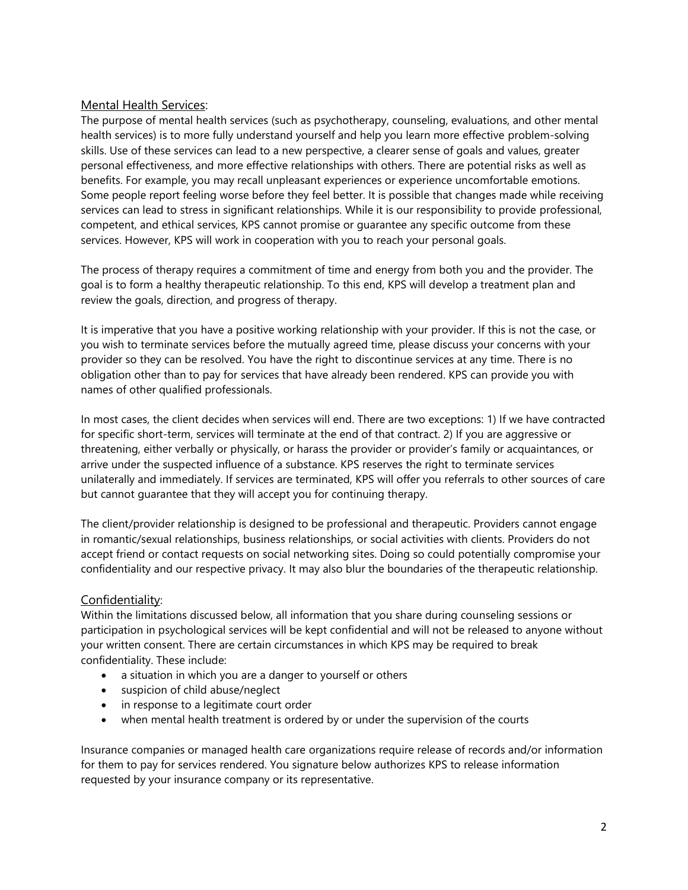## Mental Health Services:

The purpose of mental health services (such as psychotherapy, counseling, evaluations, and other mental health services) is to more fully understand yourself and help you learn more effective problem-solving skills. Use of these services can lead to a new perspective, a clearer sense of goals and values, greater personal effectiveness, and more effective relationships with others. There are potential risks as well as benefits. For example, you may recall unpleasant experiences or experience uncomfortable emotions. Some people report feeling worse before they feel better. It is possible that changes made while receiving services can lead to stress in significant relationships. While it is our responsibility to provide professional, competent, and ethical services, KPS cannot promise or guarantee any specific outcome from these services. However, KPS will work in cooperation with you to reach your personal goals.

The process of therapy requires a commitment of time and energy from both you and the provider. The goal is to form a healthy therapeutic relationship. To this end, KPS will develop a treatment plan and review the goals, direction, and progress of therapy.

It is imperative that you have a positive working relationship with your provider. If this is not the case, or you wish to terminate services before the mutually agreed time, please discuss your concerns with your provider so they can be resolved. You have the right to discontinue services at any time. There is no obligation other than to pay for services that have already been rendered. KPS can provide you with names of other qualified professionals.

In most cases, the client decides when services will end. There are two exceptions: 1) If we have contracted for specific short-term, services will terminate at the end of that contract. 2) If you are aggressive or threatening, either verbally or physically, or harass the provider or provider's family or acquaintances, or arrive under the suspected influence of a substance. KPS reserves the right to terminate services unilaterally and immediately. If services are terminated, KPS will offer you referrals to other sources of care but cannot guarantee that they will accept you for continuing therapy.

The client/provider relationship is designed to be professional and therapeutic. Providers cannot engage in romantic/sexual relationships, business relationships, or social activities with clients. Providers do not accept friend or contact requests on social networking sites. Doing so could potentially compromise your confidentiality and our respective privacy. It may also blur the boundaries of the therapeutic relationship.

## Confidentiality:

Within the limitations discussed below, all information that you share during counseling sessions or participation in psychological services will be kept confidential and will not be released to anyone without your written consent. There are certain circumstances in which KPS may be required to break confidentiality. These include:

- a situation in which you are a danger to yourself or others
- suspicion of child abuse/neglect
- in response to a legitimate court order
- when mental health treatment is ordered by or under the supervision of the courts

Insurance companies or managed health care organizations require release of records and/or information for them to pay for services rendered. You signature below authorizes KPS to release information requested by your insurance company or its representative.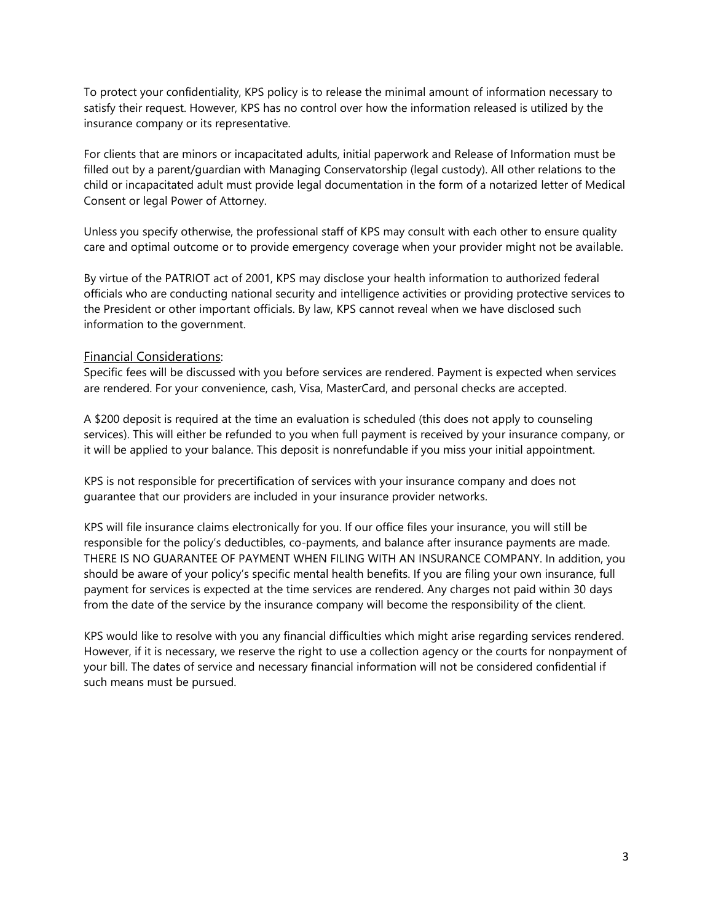To protect your confidentiality, KPS policy is to release the minimal amount of information necessary to satisfy their request. However, KPS has no control over how the information released is utilized by the insurance company or its representative.

For clients that are minors or incapacitated adults, initial paperwork and Release of Information must be filled out by a parent/guardian with Managing Conservatorship (legal custody). All other relations to the child or incapacitated adult must provide legal documentation in the form of a notarized letter of Medical Consent or legal Power of Attorney.

Unless you specify otherwise, the professional staff of KPS may consult with each other to ensure quality care and optimal outcome or to provide emergency coverage when your provider might not be available.

By virtue of the PATRIOT act of 2001, KPS may disclose your health information to authorized federal officials who are conducting national security and intelligence activities or providing protective services to the President or other important officials. By law, KPS cannot reveal when we have disclosed such information to the government.

## Financial Considerations:

Specific fees will be discussed with you before services are rendered. Payment is expected when services are rendered. For your convenience, cash, Visa, MasterCard, and personal checks are accepted.

A $200 deposit is required at the time an evaluation is scheduled (this does not apply to counseling services). This will either be refunded to you when full payment is received by your insurance company, or it will be applied to your balance. This deposit is nonrefundable if you miss your initial appointment.

KPS is not responsible for precertification of services with your insurance company and does not guarantee that our providers are included in your insurance provider networks.

KPS will file insurance claims electronically for you. If our office files your insurance, you will still be responsible for the policy's deductibles, co-payments, and balance after insurance payments are made. THERE IS NO GUARANTEE OF PAYMENT WHEN FILING WITH AN INSURANCE COMPANY. In addition, you should be aware of your policy's specific mental health benefits. If you are filing your own insurance, full payment for services is expected at the time services are rendered. Any charges not paid within 30 days from the date of the service by the insurance company will become the responsibility of the client.

KPS would like to resolve with you any financial difficulties which might arise regarding services rendered. However, if it is necessary, we reserve the right to use a collection agency or the courts for nonpayment of your bill. The dates of service and necessary financial information will not be considered confidential if such means must be pursued.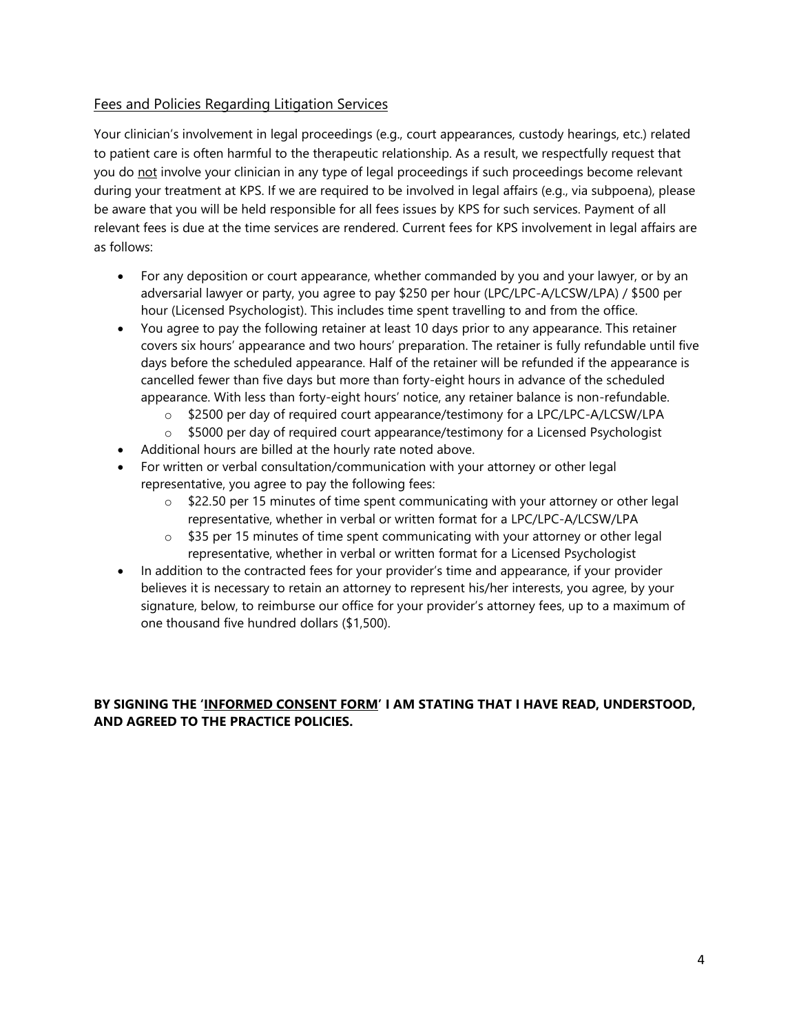## Fees and Policies Regarding Litigation Services

Your clinician's involvement in legal proceedings (e.g., court appearances, custody hearings, etc.) related to patient care is often harmful to the therapeutic relationship. As a result, we respectfully request that you do <u>not</u> involve your clinician in any type of legal proceedings if such proceedings become relevant during your treatment at KPS. If we are required to be involved in legal affairs (e.g., via subpoena), please be aware that you will be held responsible for all fees issues by KPS for such services. Payment of all relevant fees is due at the time services are rendered. Current fees for KPS involvement in legal affairs are as follows:

- For any deposition or court appearance, whether commanded by you and your lawyer, or by an adversarial lawyer or party, you agree to pay $250 per hour (LPC/LPC-A/LCSW/LPA) / $500 per hour (Licensed Psychologist). This includes time spent travelling to and from the office.
- You agree to pay the following retainer at least 10 days prior to any appearance. This retainer covers six hours' appearance and two hours' preparation. The retainer is fully refundable until five days before the scheduled appearance. Half of the retainer will be refunded if the appearance is cancelled fewer than five days but more than forty-eight hours in advance of the scheduled appearance. With less than forty-eight hours' notice, any retainer balance is non-refundable.
    - $2500 per day of required court appearance/testimony for a LPC/LPC-A/LCSW/LPA
    - $5000 per day of required court appearance/testimony for a Licensed Psychologist
- Additional hours are billed at the hourly rate noted above.
- For written or verbal consultation/communication with your attorney or other legal representative, you agree to pay the following fees:
    - $22.50 per 15 minutes of time spent communicating with your attorney or other legal representative, whether in verbal or written format for a LPC/LPC-A/LCSW/LPA
    - $35 per 15 minutes of time spent communicating with your attorney or other legal representative, whether in verbal or written format for a Licensed Psychologist
- In addition to the contracted fees for your provider's time and appearance, if your provider believes it is necessary to retain an attorney to represent his/her interests, you agree, by your signature, below, to reimburse our office for your provider's attorney fees, up to a maximum of one thousand five hundred dollars ($1,500).

**BY SIGNING THE '<u>INFORMED CONSENT FORM</u>' I AM STATING THAT I HAVE READ, UNDERSTOOD, AND AGREED TO THE PRACTICE POLICIES.**